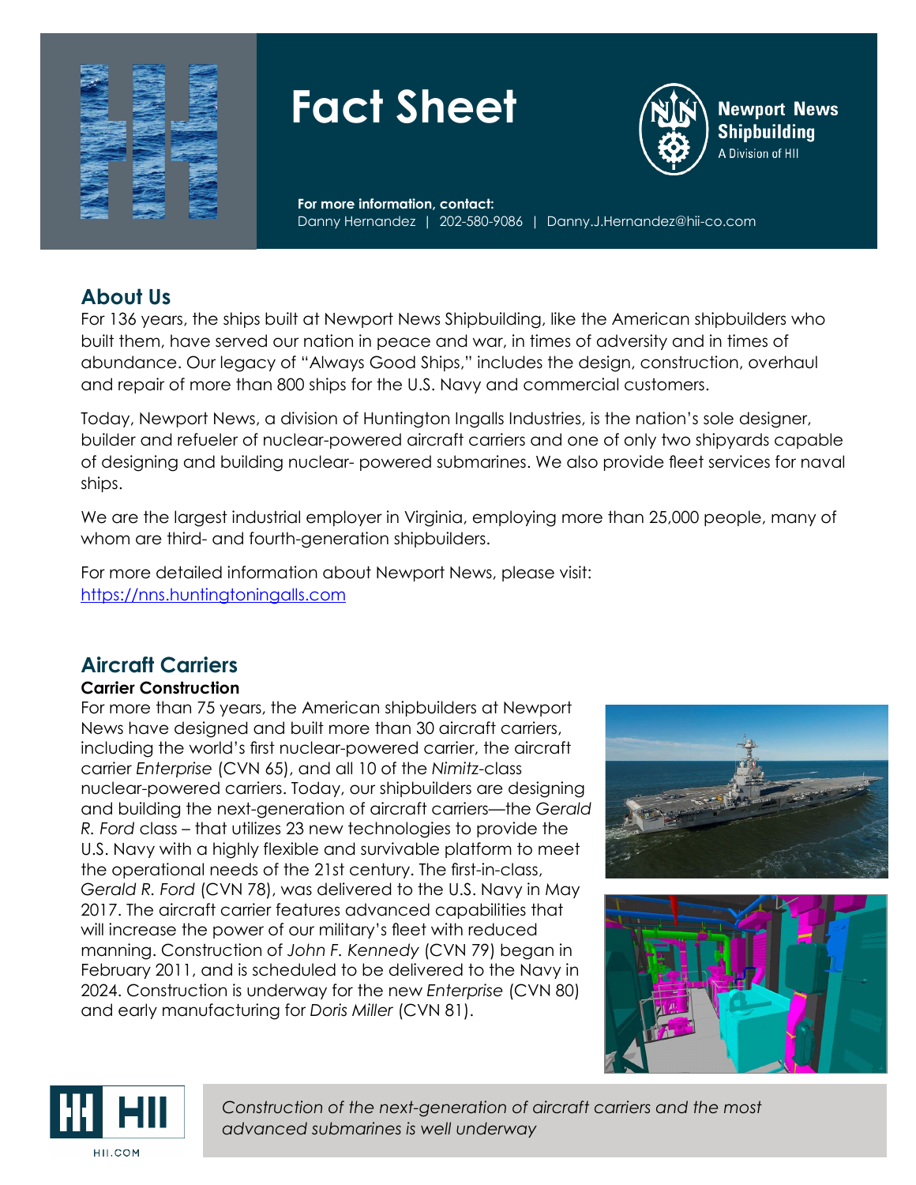# Fact Sheet

**Newport News Shipbuilding**
A Division of HII

**For more information, contact:**
Danny Hernandez | 202-580-9086 | Danny.J.Hernandez@hii-co.com

## About Us

For 136 years, the ships built at Newport News Shipbuilding, like the American shipbuilders who built them, have served our nation in peace and war, in times of adversity and in times of abundance. Our legacy of "Always Good Ships," includes the design, construction, overhaul and repair of more than 800 ships for the U.S. Navy and commercial customers.

Today, Newport News, a division of Huntington Ingalls Industries, is the nation's sole designer, builder and refueler of nuclear-powered aircraft carriers and one of only two shipyards capable of designing and building nuclear- powered submarines. We also provide fleet services for naval ships.

We are the largest industrial employer in Virginia, employing more than 25,000 people, many of whom are third- and fourth-generation shipbuilders.

For more detailed information about Newport News, please visit:
https://nns.huntingtoningalls.com

## Aircraft Carriers

### Carrier Construction

For more than 75 years, the American shipbuilders at Newport News have designed and built more than 30 aircraft carriers, including the world's first nuclear-powered carrier, the aircraft carrier *Enterprise* (CVN 65), and all 10 of the *Nimitz*-class nuclear-powered carriers. Today, our shipbuilders are designing and building the next-generation of aircraft carriers—the *Gerald R. Ford* class – that utilizes 23 new technologies to provide the U.S. Navy with a highly flexible and survivable platform to meet the operational needs of the 21st century. The first-in-class, *Gerald R. Ford* (CVN 78), was delivered to the U.S. Navy in May 2017. The aircraft carrier features advanced capabilities that will increase the power of our military's fleet with reduced manning. Construction of *John F. Kennedy* (CVN 79) began in February 2011, and is scheduled to be delivered to the Navy in 2024. Construction is underway for the new *Enterprise* (CVN 80) and early manufacturing for *Doris Miller* (CVN 81).

*Construction of the next-generation of aircraft carriers and the most advanced submarines is well underway*

HII.COM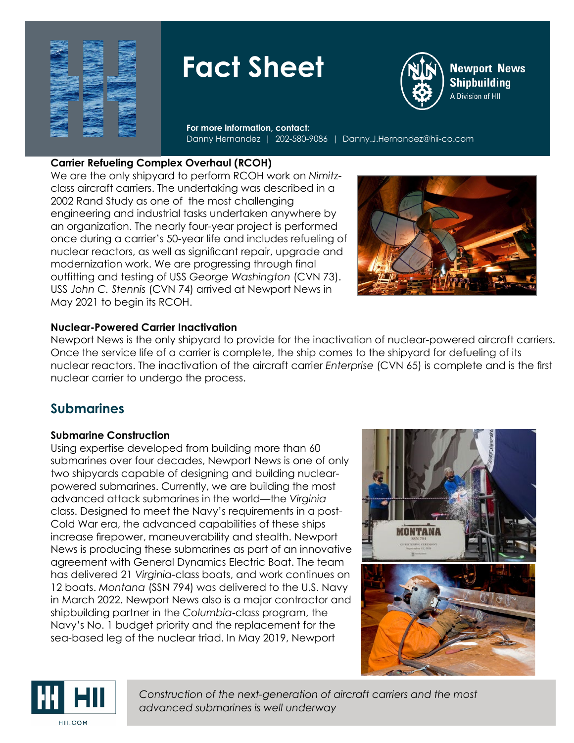# Fact Sheet

**Newport News Shipbuilding**
A Division of HII

**For more information, contact:**
Danny Hernandez | 202-580-9086 | Danny.J.Hernandez@hii-co.com

**Carrier Refueling Complex Overhaul (RCOH)**

We are the only shipyard to perform RCOH work on *Nimitz*-class aircraft carriers. The undertaking was described in a 2002 Rand Study as one of the most challenging engineering and industrial tasks undertaken anywhere by an organization. The nearly four-year project is performed once during a carrier's 50-year life and includes refueling of nuclear reactors, as well as significant repair, upgrade and modernization work. We are progressing through final outfitting and testing of USS *George Washington* (CVN 73). USS *John C. Stennis* (CVN 74) arrived at Newport News in May 2021 to begin its RCOH.

**Nuclear-Powered Carrier Inactivation**

Newport News is the only shipyard to provide for the inactivation of nuclear-powered aircraft carriers. Once the service life of a carrier is complete, the ship comes to the shipyard for defueling of its nuclear reactors. The inactivation of the aircraft carrier *Enterprise* (CVN 65) is complete and is the first nuclear carrier to undergo the process.

## Submarines

**Submarine Construction**

Using expertise developed from building more than 60 submarines over four decades, Newport News is one of only two shipyards capable of designing and building nuclear-powered submarines. Currently, we are building the most advanced attack submarines in the world—the *Virginia* class. Designed to meet the Navy's requirements in a post-Cold War era, the advanced capabilities of these ships increase firepower, maneuverability and stealth. Newport News is producing these submarines as part of an innovative agreement with General Dynamics Electric Boat. The team has delivered 21 *Virginia*-class boats, and work continues on 12 boats. *Montana* (SSN 794) was delivered to the U.S. Navy in March 2022. Newport News also is a major contractor and shipbuilding partner in the *Columbia*-class program, the Navy's No. 1 budget priority and the replacement for the sea-based leg of the nuclear triad. In May 2019, Newport

*Construction of the next-generation of aircraft carriers and the most advanced submarines is well underway*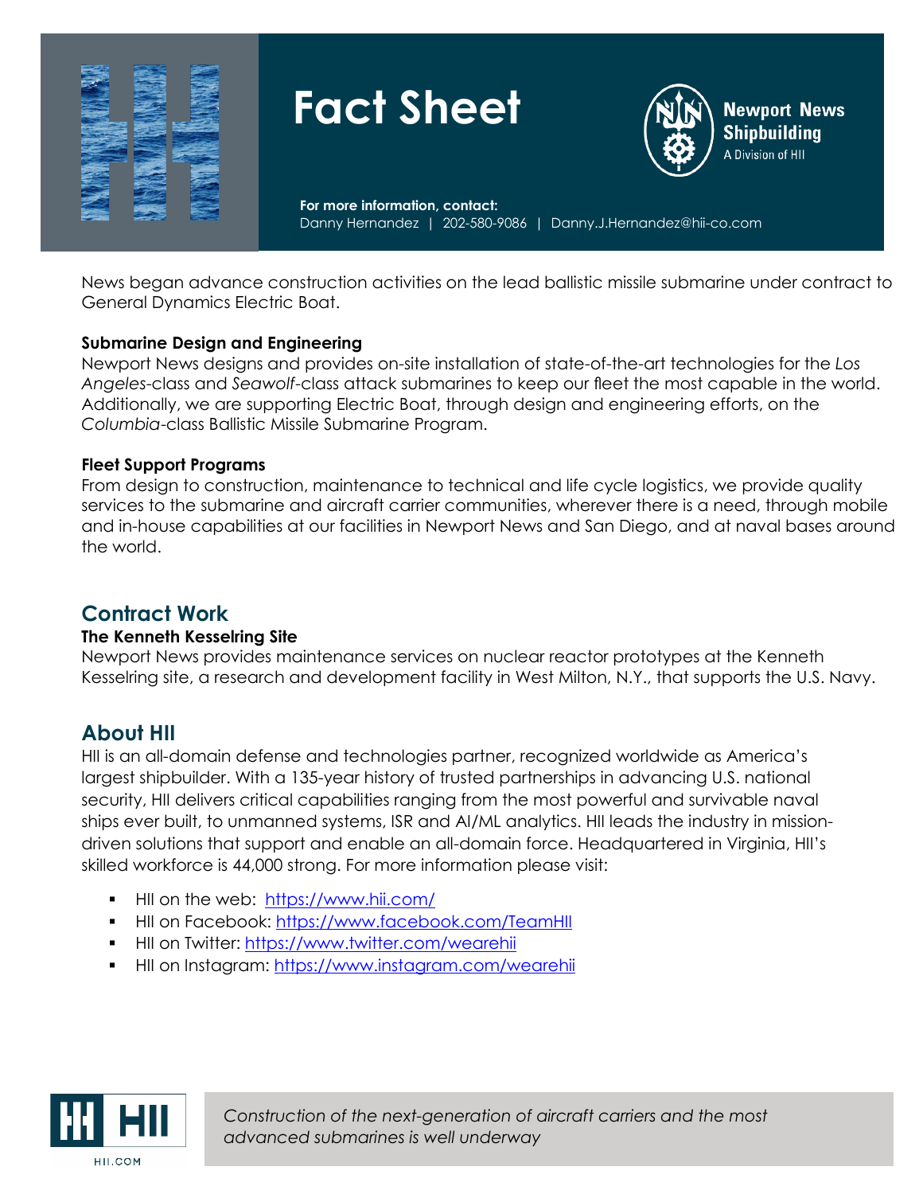# Fact Sheet

**Newport News Shipbuilding**
A Division of HII

**For more information, contact:**
Danny Hernandez | 202-580-9086 | Danny.J.Hernandez@hii-co.com

News began advance construction activities on the lead ballistic missile submarine under contract to General Dynamics Electric Boat.

**Submarine Design and Engineering**
Newport News designs and provides on-site installation of state-of-the-art technologies for the *Los Angeles*-class and *Seawolf*-class attack submarines to keep our fleet the most capable in the world. Additionally, we are supporting Electric Boat, through design and engineering efforts, on the *Columbia*-class Ballistic Missile Submarine Program.

**Fleet Support Programs**
From design to construction, maintenance to technical and life cycle logistics, we provide quality services to the submarine and aircraft carrier communities, wherever there is a need, through mobile and in-house capabilities at our facilities in Newport News and San Diego, and at naval bases around the world.

## Contract Work

**The Kenneth Kesselring Site**
Newport News provides maintenance services on nuclear reactor prototypes at the Kenneth Kesselring site, a research and development facility in West Milton, N.Y., that supports the U.S. Navy.

## About HII

HII is an all-domain defense and technologies partner, recognized worldwide as America's largest shipbuilder. With a 135-year history of trusted partnerships in advancing U.S. national security, HII delivers critical capabilities ranging from the most powerful and survivable naval ships ever built, to unmanned systems, ISR and AI/ML analytics. HII leads the industry in mission-driven solutions that support and enable an all-domain force. Headquartered in Virginia, HII's skilled workforce is 44,000 strong. For more information please visit:

- HII on the web: https://www.hii.com/
- HII on Facebook: https://www.facebook.com/TeamHII
- HII on Twitter: https://www.twitter.com/wearehii
- HII on Instagram: https://www.instagram.com/wearehii

HII
HII.COM

*Construction of the next-generation of aircraft carriers and the most advanced submarines is well underway*